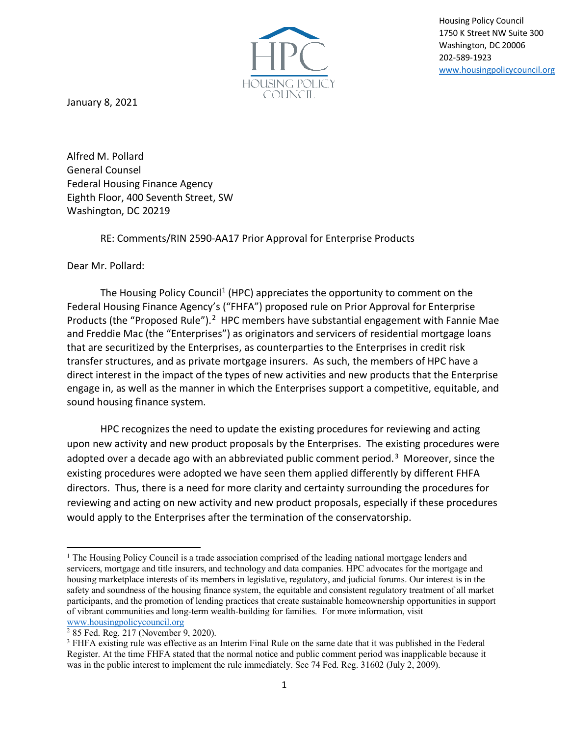Housing Policy Council
1750 K Street NW Suite 300
Washington, DC 20006
202-589-1923
www.housingpolicycouncil.org

January 8, 2021

Alfred M. Pollard
General Counsel
Federal Housing Finance Agency
Eighth Floor, 400 Seventh Street, SW
Washington, DC 20219

RE: Comments/RIN 2590-AA17 Prior Approval for Enterprise Products

Dear Mr. Pollard:

The Housing Policy Council[1] (HPC) appreciates the opportunity to comment on the Federal Housing Finance Agency's ("FHFA") proposed rule on Prior Approval for Enterprise Products (the "Proposed Rule").[2] HPC members have substantial engagement with Fannie Mae and Freddie Mac (the "Enterprises") as originators and servicers of residential mortgage loans that are securitized by the Enterprises, as counterparties to the Enterprises in credit risk transfer structures, and as private mortgage insurers. As such, the members of HPC have a direct interest in the impact of the types of new activities and new products that the Enterprise engage in, as well as the manner in which the Enterprises support a competitive, equitable, and sound housing finance system.

HPC recognizes the need to update the existing procedures for reviewing and acting upon new activity and new product proposals by the Enterprises. The existing procedures were adopted over a decade ago with an abbreviated public comment period.[3] Moreover, since the existing procedures were adopted we have seen them applied differently by different FHFA directors. Thus, there is a need for more clarity and certainty surrounding the procedures for reviewing and acting on new activity and new product proposals, especially if these procedures would apply to the Enterprises after the termination of the conservatorship.

[1] The Housing Policy Council is a trade association comprised of the leading national mortgage lenders and servicers, mortgage and title insurers, and technology and data companies. HPC advocates for the mortgage and housing marketplace interests of its members in legislative, regulatory, and judicial forums. Our interest is in the safety and soundness of the housing finance system, the equitable and consistent regulatory treatment of all market participants, and the promotion of lending practices that create sustainable homeownership opportunities in support of vibrant communities and long-term wealth-building for families. For more information, visit www.housingpolicycouncil.org

[2] 85 Fed. Reg. 217 (November 9, 2020).

[3] FHFA existing rule was effective as an Interim Final Rule on the same date that it was published in the Federal Register. At the time FHFA stated that the normal notice and public comment period was inapplicable because it was in the public interest to implement the rule immediately. See 74 Fed. Reg. 31602 (July 2, 2009).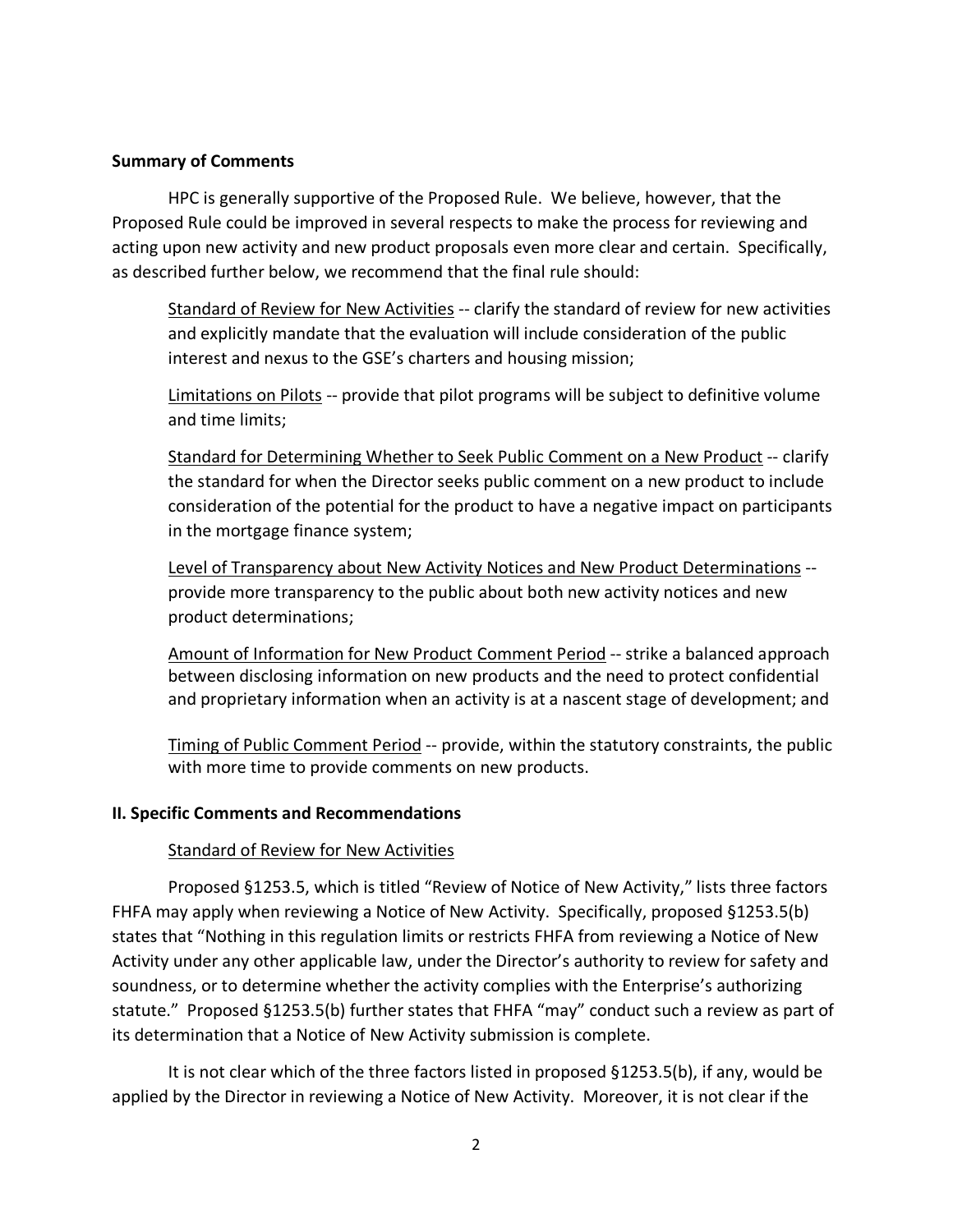**Summary of Comments**

HPC is generally supportive of the Proposed Rule. We believe, however, that the Proposed Rule could be improved in several respects to make the process for reviewing and acting upon new activity and new product proposals even more clear and certain. Specifically, as described further below, we recommend that the final rule should:

> <u>Standard of Review for New Activities</u> -- clarify the standard of review for new activities and explicitly mandate that the evaluation will include consideration of the public interest and nexus to the GSE's charters and housing mission;
>
> <u>Limitations on Pilots</u> -- provide that pilot programs will be subject to definitive volume and time limits;
>
> <u>Standard for Determining Whether to Seek Public Comment on a New Product</u> -- clarify the standard for when the Director seeks public comment on a new product to include consideration of the potential for the product to have a negative impact on participants in the mortgage finance system;
>
> <u>Level of Transparency about New Activity Notices and New Product Determinations</u> -- provide more transparency to the public about both new activity notices and new product determinations;
>
> <u>Amount of Information for New Product Comment Period</u> -- strike a balanced approach between disclosing information on new products and the need to protect confidential and proprietary information when an activity is at a nascent stage of development; and
>
> <u>Timing of Public Comment Period</u> -- provide, within the statutory constraints, the public with more time to provide comments on new products.

**II. Specific Comments and Recommendations**

<u>Standard of Review for New Activities</u>

Proposed §1253.5, which is titled "Review of Notice of New Activity," lists three factors FHFA may apply when reviewing a Notice of New Activity. Specifically, proposed §1253.5(b) states that "Nothing in this regulation limits or restricts FHFA from reviewing a Notice of New Activity under any other applicable law, under the Director's authority to review for safety and soundness, or to determine whether the activity complies with the Enterprise's authorizing statute." Proposed §1253.5(b) further states that FHFA "may" conduct such a review as part of its determination that a Notice of New Activity submission is complete.

It is not clear which of the three factors listed in proposed §1253.5(b), if any, would be applied by the Director in reviewing a Notice of New Activity. Moreover, it is not clear if the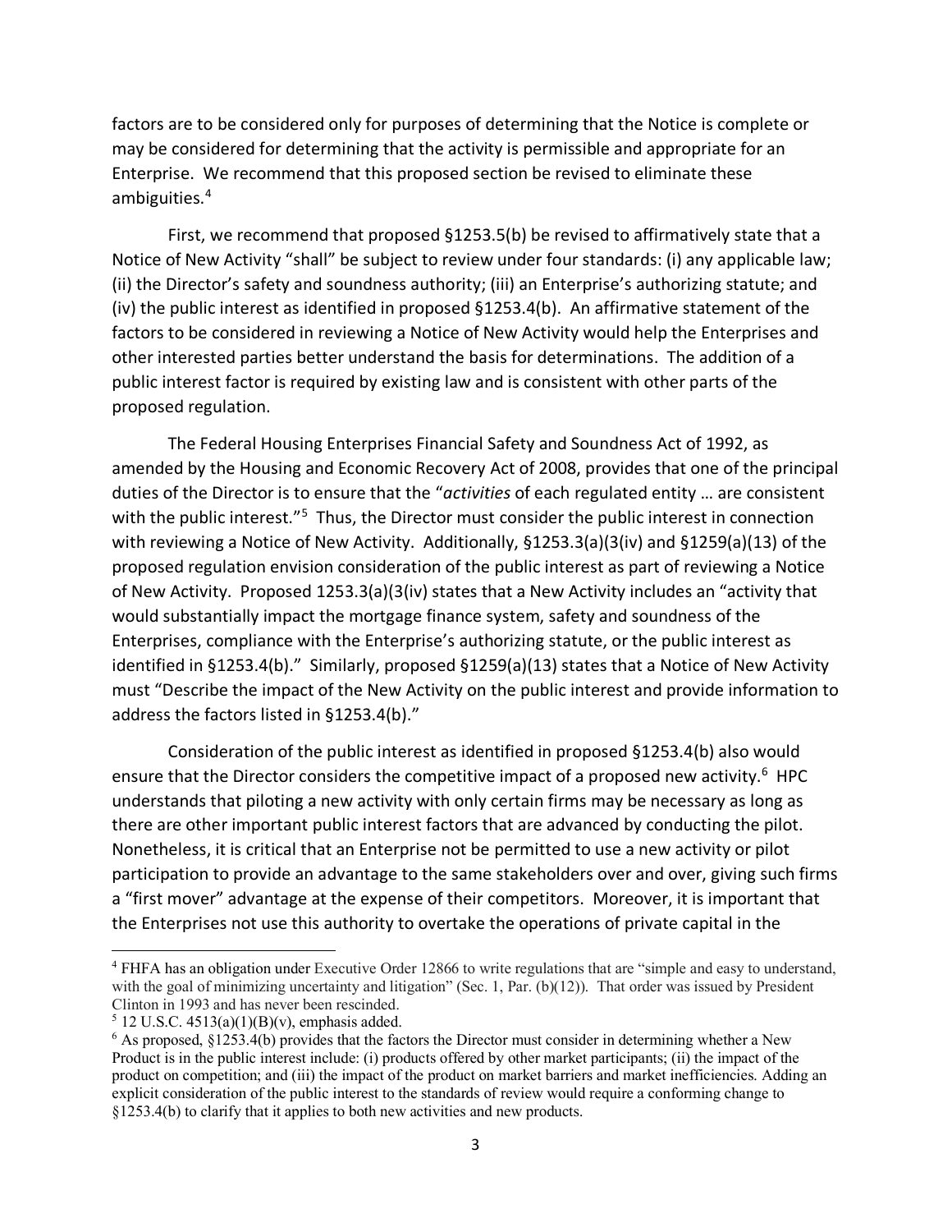factors are to be considered only for purposes of determining that the Notice is complete or may be considered for determining that the activity is permissible and appropriate for an Enterprise. We recommend that this proposed section be revised to eliminate these ambiguities.[4]

First, we recommend that proposed §1253.5(b) be revised to affirmatively state that a Notice of New Activity "shall" be subject to review under four standards: (i) any applicable law; (ii) the Director's safety and soundness authority; (iii) an Enterprise's authorizing statute; and (iv) the public interest as identified in proposed §1253.4(b). An affirmative statement of the factors to be considered in reviewing a Notice of New Activity would help the Enterprises and other interested parties better understand the basis for determinations. The addition of a public interest factor is required by existing law and is consistent with other parts of the proposed regulation.

The Federal Housing Enterprises Financial Safety and Soundness Act of 1992, as amended by the Housing and Economic Recovery Act of 2008, provides that one of the principal duties of the Director is to ensure that the "*activities* of each regulated entity … are consistent with the public interest."[5] Thus, the Director must consider the public interest in connection with reviewing a Notice of New Activity. Additionally, §1253.3(a)(3(iv) and §1259(a)(13) of the proposed regulation envision consideration of the public interest as part of reviewing a Notice of New Activity. Proposed 1253.3(a)(3(iv) states that a New Activity includes an "activity that would substantially impact the mortgage finance system, safety and soundness of the Enterprises, compliance with the Enterprise's authorizing statute, or the public interest as identified in §1253.4(b)." Similarly, proposed §1259(a)(13) states that a Notice of New Activity must "Describe the impact of the New Activity on the public interest and provide information to address the factors listed in §1253.4(b)."

Consideration of the public interest as identified in proposed §1253.4(b) also would ensure that the Director considers the competitive impact of a proposed new activity.[6] HPC understands that piloting a new activity with only certain firms may be necessary as long as there are other important public interest factors that are advanced by conducting the pilot. Nonetheless, it is critical that an Enterprise not be permitted to use a new activity or pilot participation to provide an advantage to the same stakeholders over and over, giving such firms a "first mover" advantage at the expense of their competitors. Moreover, it is important that the Enterprises not use this authority to overtake the operations of private capital in the

---

[4] FHFA has an obligation under Executive Order 12866 to write regulations that are "simple and easy to understand, with the goal of minimizing uncertainty and litigation" (Sec. 1, Par. (b)(12)). That order was issued by President Clinton in 1993 and has never been rescinded.

[5] 12 U.S.C. 4513(a)(1)(B)(v), emphasis added.

[6] As proposed, §1253.4(b) provides that the factors the Director must consider in determining whether a New Product is in the public interest include: (i) products offered by other market participants; (ii) the impact of the product on competition; and (iii) the impact of the product on market barriers and market inefficiencies. Adding an explicit consideration of the public interest to the standards of review would require a conforming change to §1253.4(b) to clarify that it applies to both new activities and new products.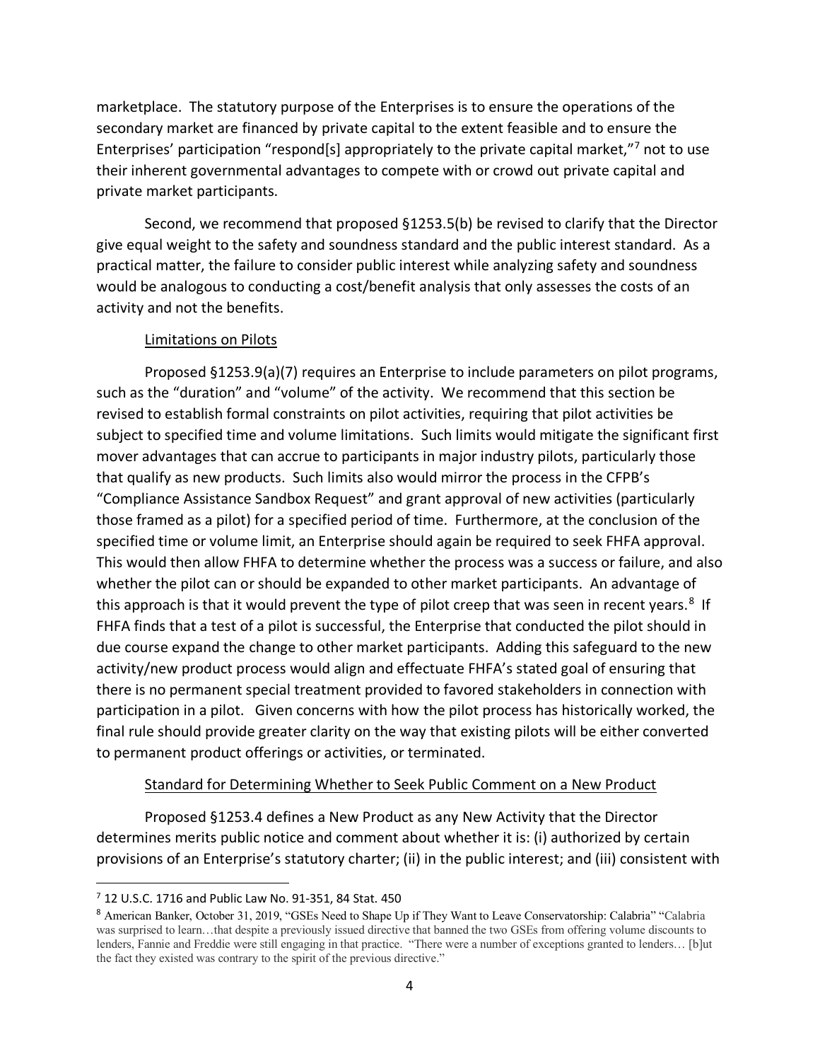marketplace. The statutory purpose of the Enterprises is to ensure the operations of the secondary market are financed by private capital to the extent feasible and to ensure the Enterprises' participation "respond[s] appropriately to the private capital market,"[7] not to use their inherent governmental advantages to compete with or crowd out private capital and private market participants.

Second, we recommend that proposed §1253.5(b) be revised to clarify that the Director give equal weight to the safety and soundness standard and the public interest standard. As a practical matter, the failure to consider public interest while analyzing safety and soundness would be analogous to conducting a cost/benefit analysis that only assesses the costs of an activity and not the benefits.

Limitations on Pilots

Proposed §1253.9(a)(7) requires an Enterprise to include parameters on pilot programs, such as the "duration" and "volume" of the activity. We recommend that this section be revised to establish formal constraints on pilot activities, requiring that pilot activities be subject to specified time and volume limitations. Such limits would mitigate the significant first mover advantages that can accrue to participants in major industry pilots, particularly those that qualify as new products. Such limits also would mirror the process in the CFPB's "Compliance Assistance Sandbox Request" and grant approval of new activities (particularly those framed as a pilot) for a specified period of time. Furthermore, at the conclusion of the specified time or volume limit, an Enterprise should again be required to seek FHFA approval. This would then allow FHFA to determine whether the process was a success or failure, and also whether the pilot can or should be expanded to other market participants. An advantage of this approach is that it would prevent the type of pilot creep that was seen in recent years.[8] If FHFA finds that a test of a pilot is successful, the Enterprise that conducted the pilot should in due course expand the change to other market participants. Adding this safeguard to the new activity/new product process would align and effectuate FHFA's stated goal of ensuring that there is no permanent special treatment provided to favored stakeholders in connection with participation in a pilot. Given concerns with how the pilot process has historically worked, the final rule should provide greater clarity on the way that existing pilots will be either converted to permanent product offerings or activities, or terminated.

Standard for Determining Whether to Seek Public Comment on a New Product

Proposed §1253.4 defines a New Product as any New Activity that the Director determines merits public notice and comment about whether it is: (i) authorized by certain provisions of an Enterprise's statutory charter; (ii) in the public interest; and (iii) consistent with

---

[7] 12 U.S.C. 1716 and Public Law No. 91-351, 84 Stat. 450

[8] American Banker, October 31, 2019, "GSEs Need to Shape Up if They Want to Leave Conservatorship: Calabria" "Calabria was surprised to learn…that despite a previously issued directive that banned the two GSEs from offering volume discounts to lenders, Fannie and Freddie were still engaging in that practice. "There were a number of exceptions granted to lenders… [b]ut the fact they existed was contrary to the spirit of the previous directive."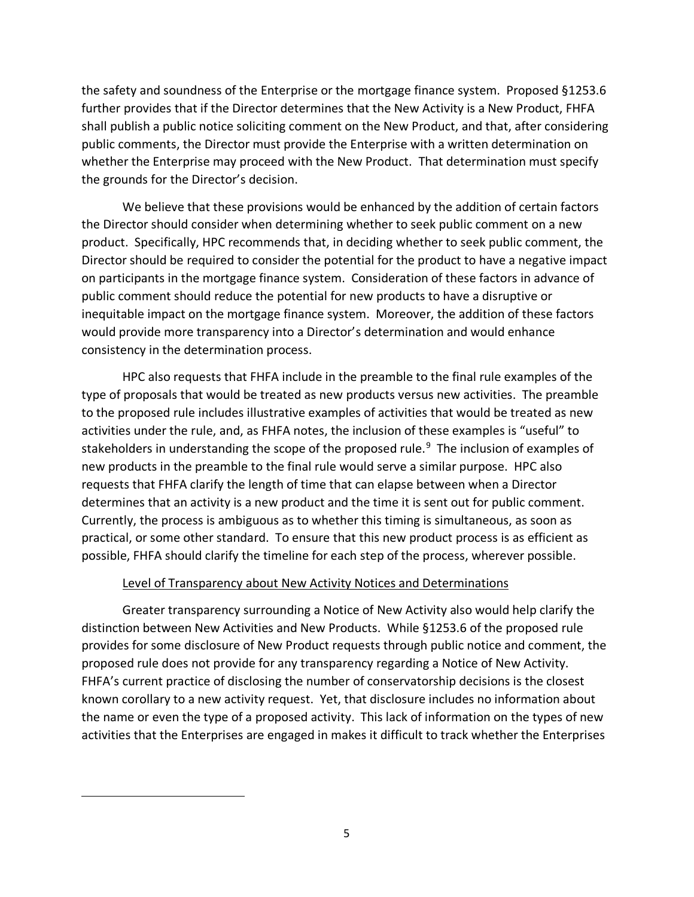the safety and soundness of the Enterprise or the mortgage finance system. Proposed §1253.6 further provides that if the Director determines that the New Activity is a New Product, FHFA shall publish a public notice soliciting comment on the New Product, and that, after considering public comments, the Director must provide the Enterprise with a written determination on whether the Enterprise may proceed with the New Product. That determination must specify the grounds for the Director's decision.

We believe that these provisions would be enhanced by the addition of certain factors the Director should consider when determining whether to seek public comment on a new product. Specifically, HPC recommends that, in deciding whether to seek public comment, the Director should be required to consider the potential for the product to have a negative impact on participants in the mortgage finance system. Consideration of these factors in advance of public comment should reduce the potential for new products to have a disruptive or inequitable impact on the mortgage finance system. Moreover, the addition of these factors would provide more transparency into a Director's determination and would enhance consistency in the determination process.

HPC also requests that FHFA include in the preamble to the final rule examples of the type of proposals that would be treated as new products versus new activities. The preamble to the proposed rule includes illustrative examples of activities that would be treated as new activities under the rule, and, as FHFA notes, the inclusion of these examples is "useful" to stakeholders in understanding the scope of the proposed rule.[9] The inclusion of examples of new products in the preamble to the final rule would serve a similar purpose. HPC also requests that FHFA clarify the length of time that can elapse between when a Director determines that an activity is a new product and the time it is sent out for public comment. Currently, the process is ambiguous as to whether this timing is simultaneous, as soon as practical, or some other standard. To ensure that this new product process is as efficient as possible, FHFA should clarify the timeline for each step of the process, wherever possible.

<u>Level of Transparency about New Activity Notices and Determinations</u>

Greater transparency surrounding a Notice of New Activity also would help clarify the distinction between New Activities and New Products. While §1253.6 of the proposed rule provides for some disclosure of New Product requests through public notice and comment, the proposed rule does not provide for any transparency regarding a Notice of New Activity. FHFA's current practice of disclosing the number of conservatorship decisions is the closest known corollary to a new activity request. Yet, that disclosure includes no information about the name or even the type of a proposed activity. This lack of information on the types of new activities that the Enterprises are engaged in makes it difficult to track whether the Enterprises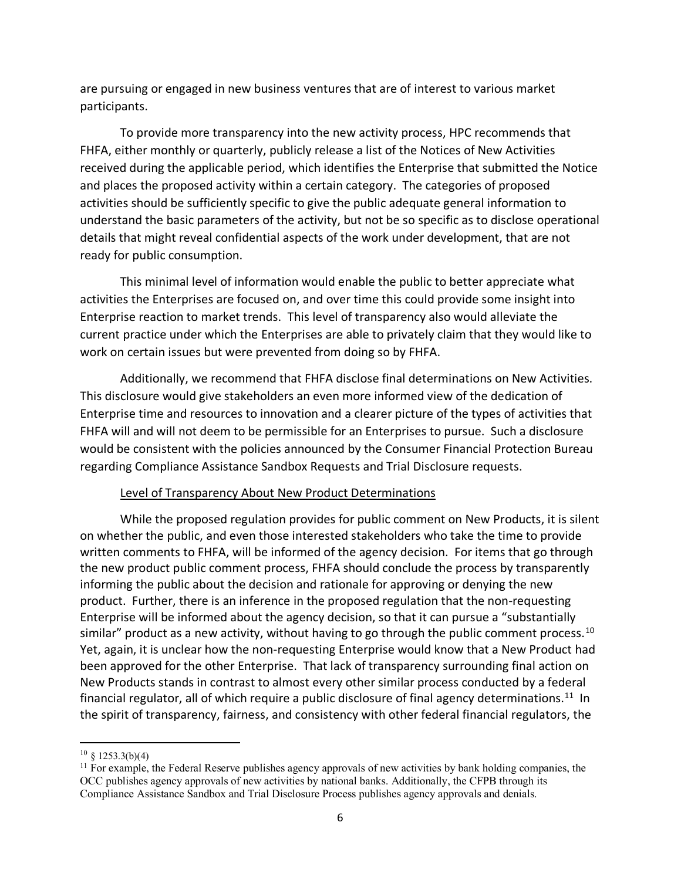are pursuing or engaged in new business ventures that are of interest to various market participants.

To provide more transparency into the new activity process, HPC recommends that FHFA, either monthly or quarterly, publicly release a list of the Notices of New Activities received during the applicable period, which identifies the Enterprise that submitted the Notice and places the proposed activity within a certain category. The categories of proposed activities should be sufficiently specific to give the public adequate general information to understand the basic parameters of the activity, but not be so specific as to disclose operational details that might reveal confidential aspects of the work under development, that are not ready for public consumption.

This minimal level of information would enable the public to better appreciate what activities the Enterprises are focused on, and over time this could provide some insight into Enterprise reaction to market trends. This level of transparency also would alleviate the current practice under which the Enterprises are able to privately claim that they would like to work on certain issues but were prevented from doing so by FHFA.

Additionally, we recommend that FHFA disclose final determinations on New Activities. This disclosure would give stakeholders an even more informed view of the dedication of Enterprise time and resources to innovation and a clearer picture of the types of activities that FHFA will and will not deem to be permissible for an Enterprises to pursue. Such a disclosure would be consistent with the policies announced by the Consumer Financial Protection Bureau regarding Compliance Assistance Sandbox Requests and Trial Disclosure requests.

Level of Transparency About New Product Determinations

While the proposed regulation provides for public comment on New Products, it is silent on whether the public, and even those interested stakeholders who take the time to provide written comments to FHFA, will be informed of the agency decision. For items that go through the new product public comment process, FHFA should conclude the process by transparently informing the public about the decision and rationale for approving or denying the new product. Further, there is an inference in the proposed regulation that the non-requesting Enterprise will be informed about the agency decision, so that it can pursue a "substantially similar" product as a new activity, without having to go through the public comment process.[10] Yet, again, it is unclear how the non-requesting Enterprise would know that a New Product had been approved for the other Enterprise. That lack of transparency surrounding final action on New Products stands in contrast to almost every other similar process conducted by a federal financial regulator, all of which require a public disclosure of final agency determinations.[11] In the spirit of transparency, fairness, and consistency with other federal financial regulators, the

---

[10] § 1253.3(b)(4)

[11] For example, the Federal Reserve publishes agency approvals of new activities by bank holding companies, the OCC publishes agency approvals of new activities by national banks. Additionally, the CFPB through its Compliance Assistance Sandbox and Trial Disclosure Process publishes agency approvals and denials.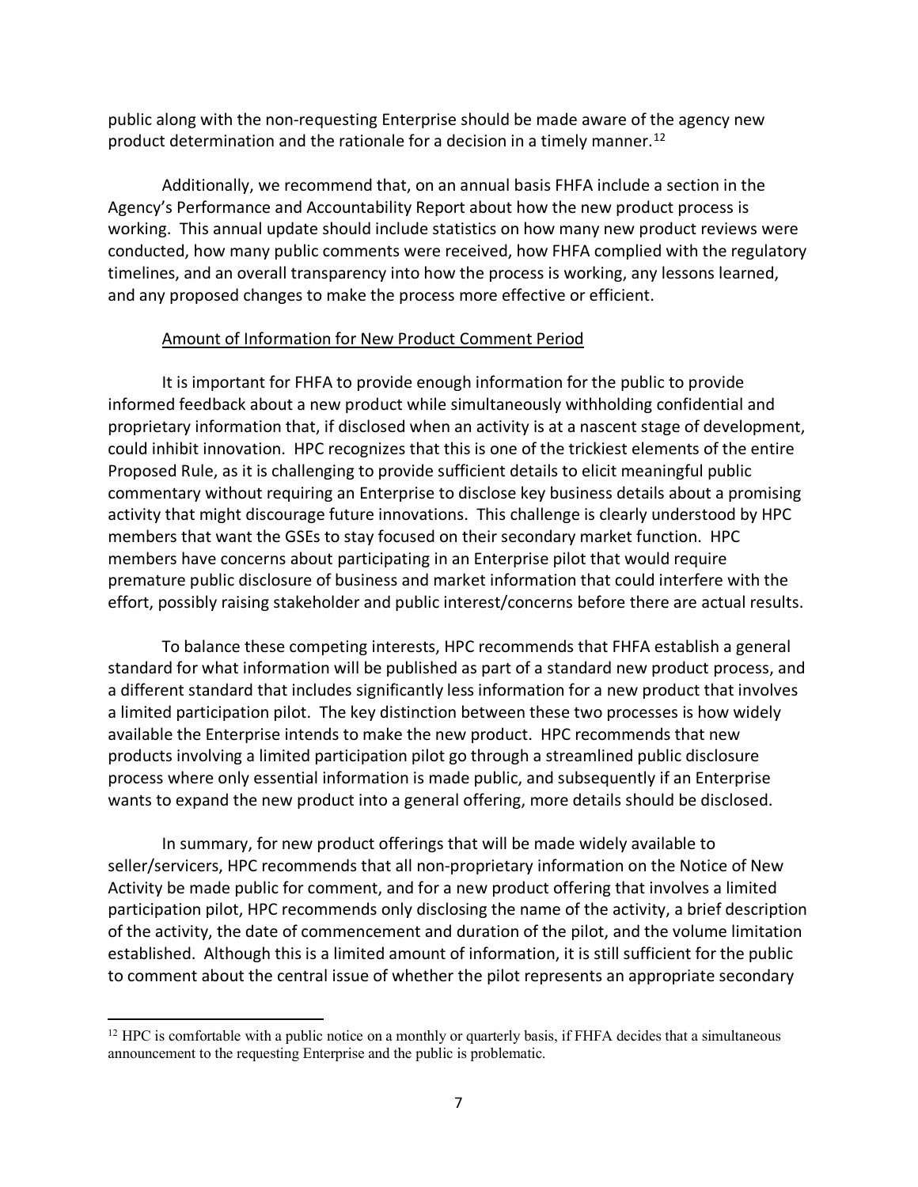public along with the non-requesting Enterprise should be made aware of the agency new product determination and the rationale for a decision in a timely manner.[12]

Additionally, we recommend that, on an annual basis FHFA include a section in the Agency's Performance and Accountability Report about how the new product process is working. This annual update should include statistics on how many new product reviews were conducted, how many public comments were received, how FHFA complied with the regulatory timelines, and an overall transparency into how the process is working, any lessons learned, and any proposed changes to make the process more effective or efficient.

<u>Amount of Information for New Product Comment Period</u>

It is important for FHFA to provide enough information for the public to provide informed feedback about a new product while simultaneously withholding confidential and proprietary information that, if disclosed when an activity is at a nascent stage of development, could inhibit innovation. HPC recognizes that this is one of the trickiest elements of the entire Proposed Rule, as it is challenging to provide sufficient details to elicit meaningful public commentary without requiring an Enterprise to disclose key business details about a promising activity that might discourage future innovations. This challenge is clearly understood by HPC members that want the GSEs to stay focused on their secondary market function. HPC members have concerns about participating in an Enterprise pilot that would require premature public disclosure of business and market information that could interfere with the effort, possibly raising stakeholder and public interest/concerns before there are actual results.

To balance these competing interests, HPC recommends that FHFA establish a general standard for what information will be published as part of a standard new product process, and a different standard that includes significantly less information for a new product that involves a limited participation pilot. The key distinction between these two processes is how widely available the Enterprise intends to make the new product. HPC recommends that new products involving a limited participation pilot go through a streamlined public disclosure process where only essential information is made public, and subsequently if an Enterprise wants to expand the new product into a general offering, more details should be disclosed.

In summary, for new product offerings that will be made widely available to seller/servicers, HPC recommends that all non-proprietary information on the Notice of New Activity be made public for comment, and for a new product offering that involves a limited participation pilot, HPC recommends only disclosing the name of the activity, a brief description of the activity, the date of commencement and duration of the pilot, and the volume limitation established. Although this is a limited amount of information, it is still sufficient for the public to comment about the central issue of whether the pilot represents an appropriate secondary

[12] HPC is comfortable with a public notice on a monthly or quarterly basis, if FHFA decides that a simultaneous announcement to the requesting Enterprise and the public is problematic.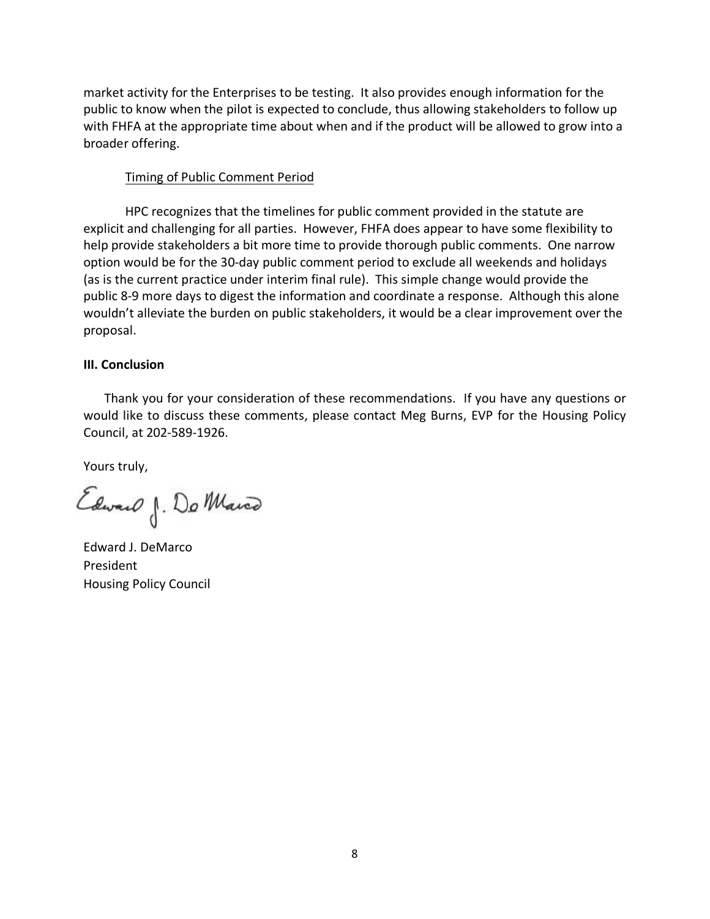market activity for the Enterprises to be testing. It also provides enough information for the public to know when the pilot is expected to conclude, thus allowing stakeholders to follow up with FHFA at the appropriate time about when and if the product will be allowed to grow into a broader offering.

<u>Timing of Public Comment Period</u>

HPC recognizes that the timelines for public comment provided in the statute are explicit and challenging for all parties. However, FHFA does appear to have some flexibility to help provide stakeholders a bit more time to provide thorough public comments. One narrow option would be for the 30-day public comment period to exclude all weekends and holidays (as is the current practice under interim final rule). This simple change would provide the public 8-9 more days to digest the information and coordinate a response. Although this alone wouldn't alleviate the burden on public stakeholders, it would be a clear improvement over the proposal.

**III. Conclusion**

Thank you for your consideration of these recommendations. If you have any questions or would like to discuss these comments, please contact Meg Burns, EVP for the Housing Policy Council, at 202-589-1926.

Yours truly,

Edward J. DeMarco

Edward J. DeMarco
President
Housing Policy Council